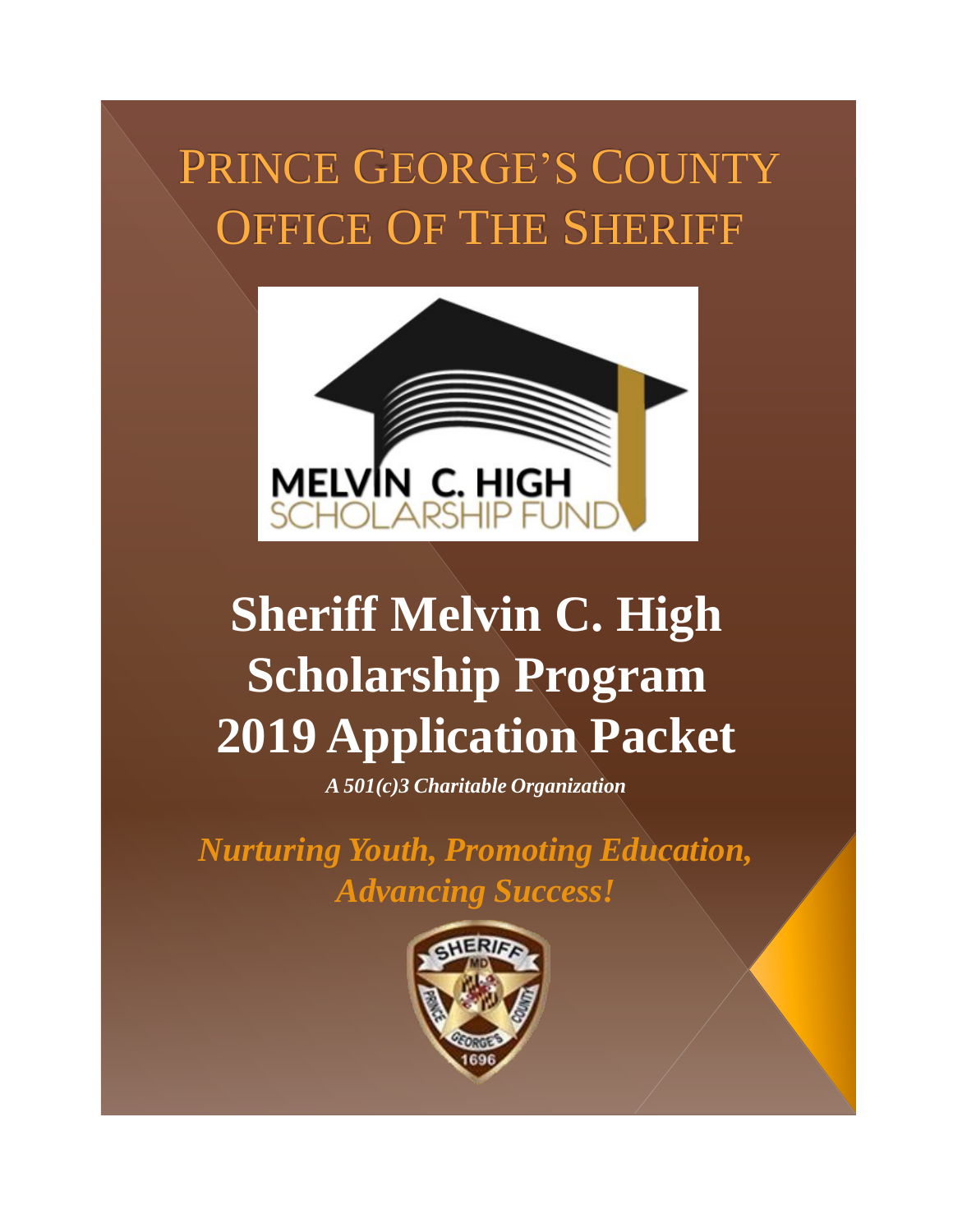# Prince George's County Office Of The Sheriff

MELVIN C. HIGH
SCHOLARSHIP FUND

# Sheriff Melvin C. High Scholarship Program 2019 Application Packet

***A 501(c)3 Charitable Organization***

***Nurturing Youth, Promoting Education, Advancing Success!***

SHERIFF
MD
PRINCE GEORGE'S COUNTY
1696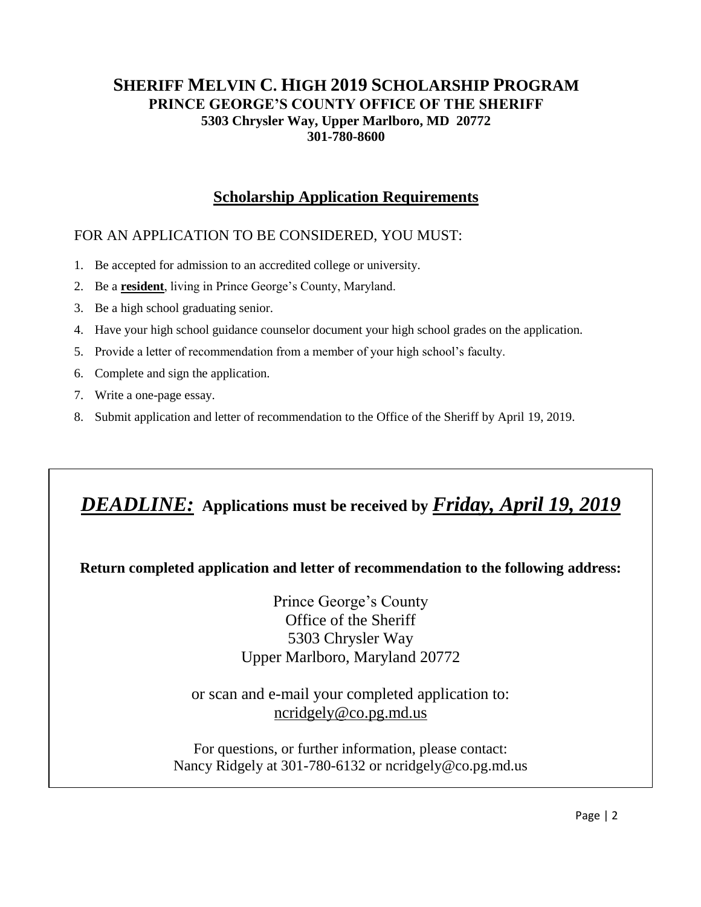# SHERIFF MELVIN C. HIGH 2019 SCHOLARSHIP PROGRAM

**PRINCE GEORGE'S COUNTY OFFICE OF THE SHERIFF**
**5303 Chrysler Way, Upper Marlboro, MD 20772**
**301-780-8600**

## Scholarship Application Requirements

FOR AN APPLICATION TO BE CONSIDERED, YOU MUST:

1. Be accepted for admission to an accredited college or university.
2. Be a **resident**, living in Prince George's County, Maryland.
3. Be a high school graduating senior.
4. Have your high school guidance counselor document your high school grades on the application.
5. Provide a letter of recommendation from a member of your high school's faculty.
6. Complete and sign the application.
7. Write a one-page essay.
8. Submit application and letter of recommendation to the Office of the Sheriff by April 19, 2019.

***DEADLINE:*** **Applications must be received by *Friday, April 19, 2019***

**Return completed application and letter of recommendation to the following address:**

Prince George's County
Office of the Sheriff
5303 Chrysler Way
Upper Marlboro, Maryland 20772

or scan and e-mail your completed application to:
ncridgely@co.pg.md.us

For questions, or further information, please contact:
Nancy Ridgely at 301-780-6132 or ncridgely@co.pg.md.us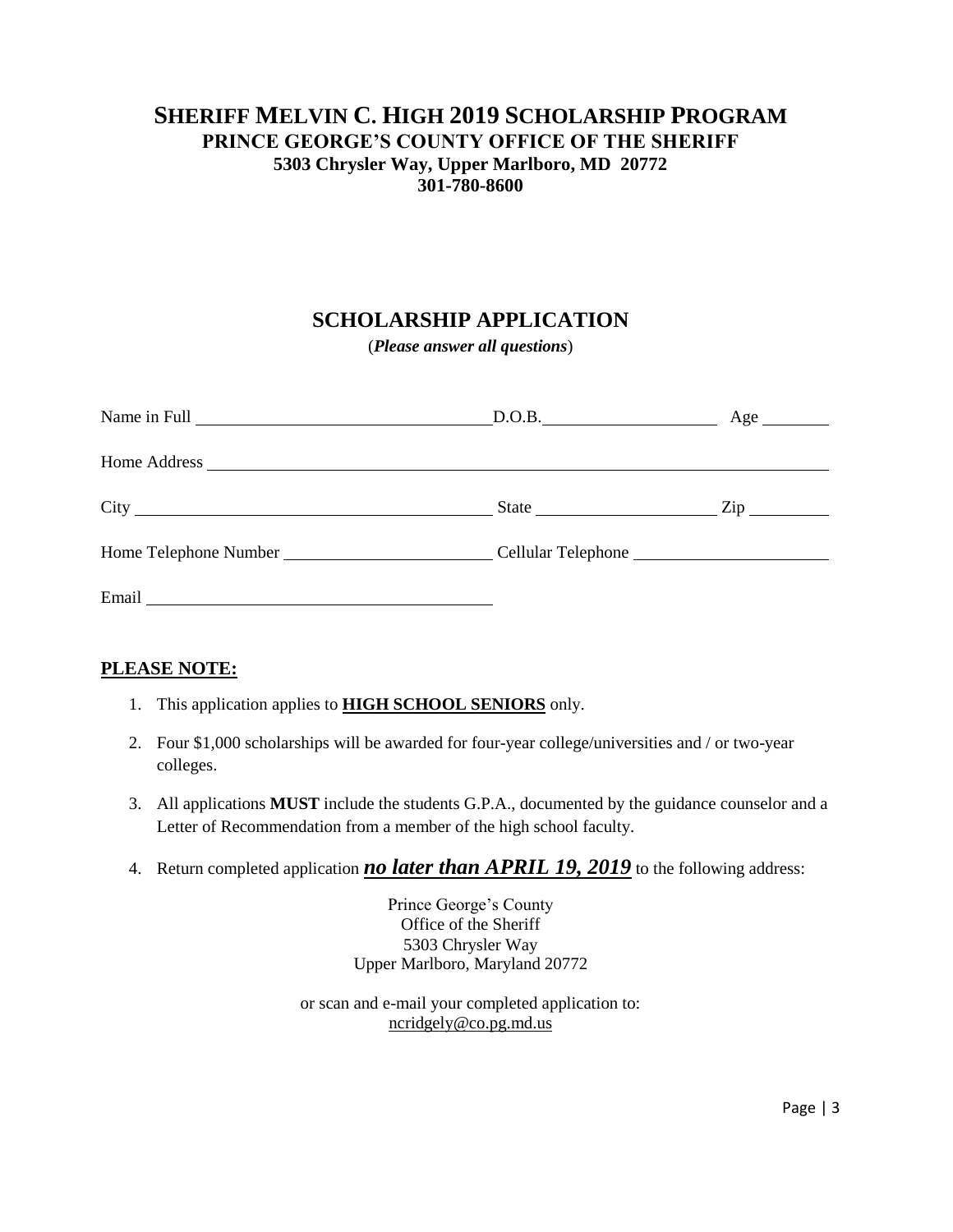# SHERIFF MELVIN C. HIGH 2019 SCHOLARSHIP PROGRAM

**PRINCE GEORGE'S COUNTY OFFICE OF THE SHERIFF**
**5303 Chrysler Way, Upper Marlboro, MD 20772**
**301-780-8600**

## SCHOLARSHIP APPLICATION

(***Please answer all questions***)

Name in Full ______________________________ D.O.B. __________________ Age _______

Home Address ______________________________________________________________

City ____________________________________ State __________________ Zip ________

Home Telephone Number ______________________ Cellular Telephone ____________________

Email ____________________________________

**PLEASE NOTE:**

1. This application applies to **HIGH SCHOOL SENIORS** only.
2. Four $1,000 scholarships will be awarded for four-year college/universities and / or two-year colleges.
3. All applications **MUST** include the students G.P.A., documented by the guidance counselor and a Letter of Recommendation from a member of the high school faculty.
4. Return completed application ***no later than APRIL 19, 2019*** to the following address:

Prince George's County
Office of the Sheriff
5303 Chrysler Way
Upper Marlboro, Maryland 20772

or scan and e-mail your completed application to:
ncridgely@co.pg.md.us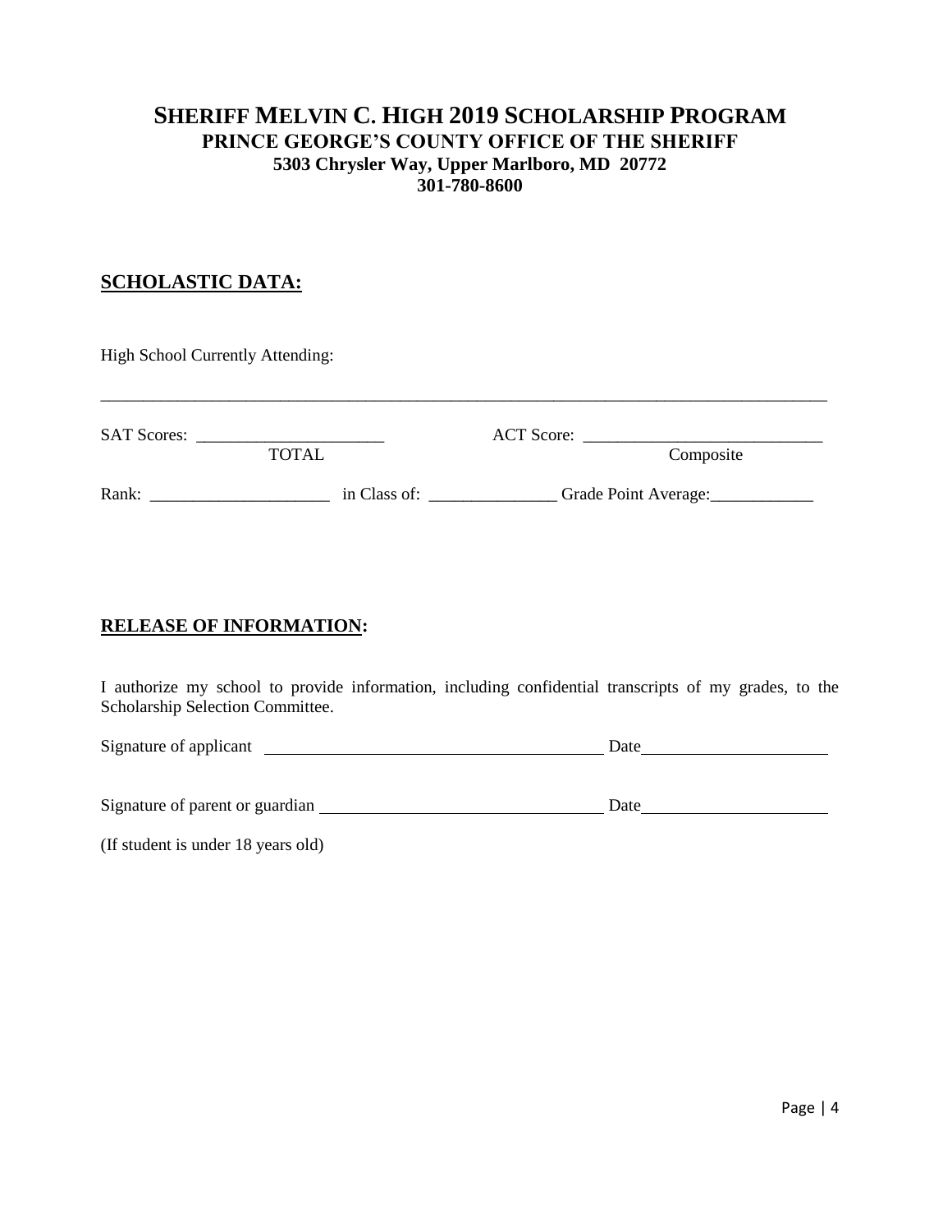# SHERIFF MELVIN C. HIGH 2019 SCHOLARSHIP PROGRAM

**PRINCE GEORGE'S COUNTY OFFICE OF THE SHERIFF**
**5303 Chrysler Way, Upper Marlboro, MD 20772**
**301-780-8600**

## SCHOLASTIC DATA:

High School Currently Attending:

_____________________________________________________________________________________

SAT Scores: ______________________ ACT Score: ____________________________
TOTAL Composite

Rank: _____________________ in Class of: _______________ Grade Point Average:____________

## RELEASE OF INFORMATION:

I authorize my school to provide information, including confidential transcripts of my grades, to the Scholarship Selection Committee.

Signature of applicant ________________________________________ Date______________________

Signature of parent or guardian _________________________________ Date______________________

(If student is under 18 years old)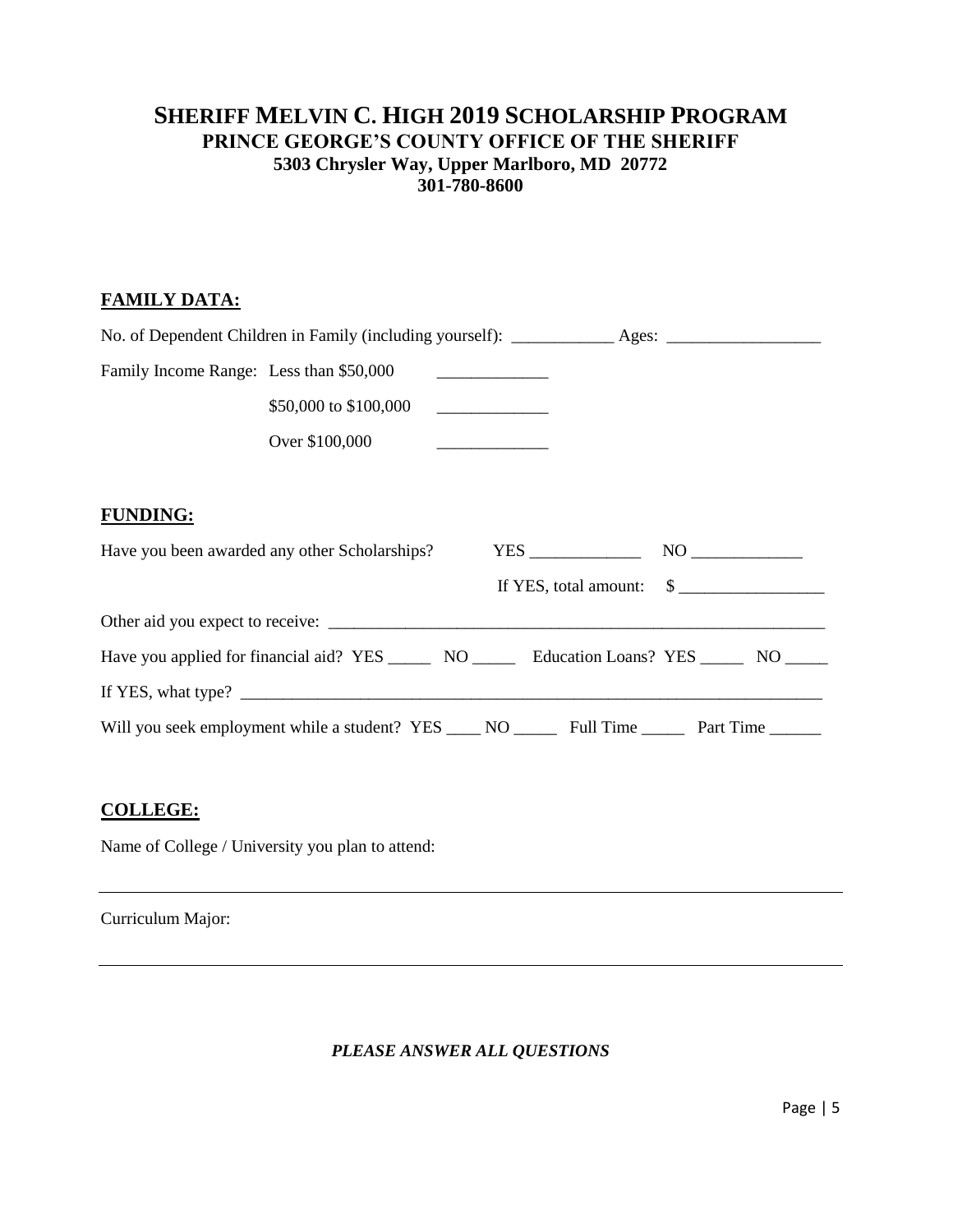# SHERIFF MELVIN C. HIGH 2019 SCHOLARSHIP PROGRAM

## PRINCE GEORGE'S COUNTY OFFICE OF THE SHERIFF

**5303 Chrysler Way, Upper Marlboro, MD 20772**

**301-780-8600**

**FAMILY DATA:**

No. of Dependent Children in Family (including yourself): ____________ Ages: __________________

Family Income Range: Less than $50,000 _____________

$50,000 to $100,000 _____________

Over $100,000 _____________

**FUNDING:**

Have you been awarded any other Scholarships? YES _____________ NO _____________

If YES, total amount: $ _________________

Other aid you expect to receive: ____________________________________________________________

Have you applied for financial aid? YES _____ NO _____ Education Loans? YES _____ NO _____

If YES, what type? ____________________________________________________________________

Will you seek employment while a student? YES ____ NO _____ Full Time _____ Part Time ______

**COLLEGE:**

Name of College / University you plan to attend:

______________________________________________________________________________

Curriculum Major:

______________________________________________________________________________

***PLEASE ANSWER ALL QUESTIONS***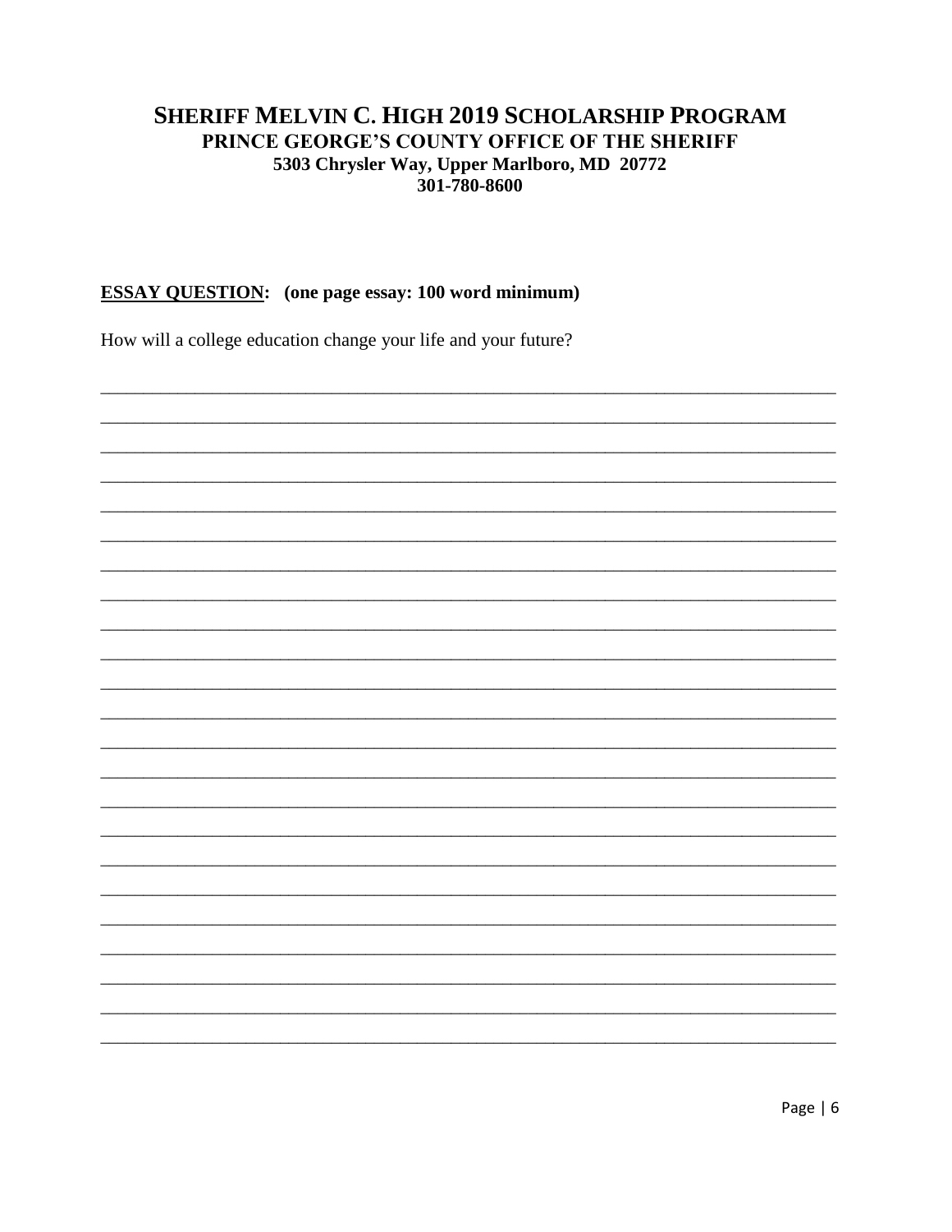# SHERIFF MELVIN C. HIGH 2019 SCHOLARSHIP PROGRAM

## PRINCE GEORGE'S COUNTY OFFICE OF THE SHERIFF

### 5303 Chrysler Way, Upper Marlboro, MD 20772

### 301-780-8600

**ESSAY QUESTION: (one page essay: 100 word minimum)**

How will a college education change your life and your future?

_______________________________________________________________________________

_______________________________________________________________________________

_______________________________________________________________________________

_______________________________________________________________________________

_______________________________________________________________________________

_______________________________________________________________________________

_______________________________________________________________________________

_______________________________________________________________________________

_______________________________________________________________________________

_______________________________________________________________________________

_______________________________________________________________________________

_______________________________________________________________________________

_______________________________________________________________________________

_______________________________________________________________________________

_______________________________________________________________________________

_______________________________________________________________________________

_______________________________________________________________________________

_______________________________________________________________________________

_______________________________________________________________________________

_______________________________________________________________________________

_______________________________________________________________________________

_______________________________________________________________________________

_______________________________________________________________________________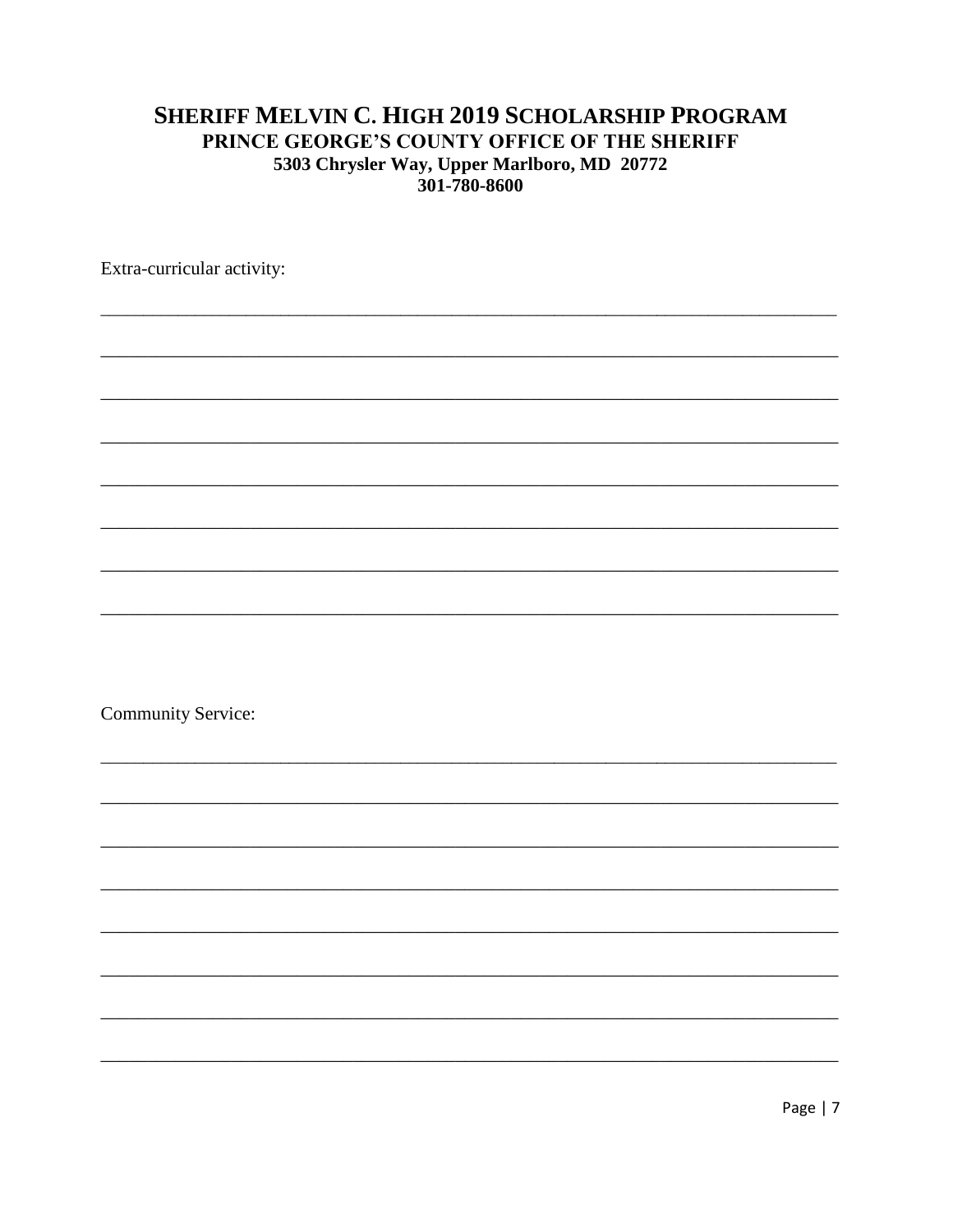## SHERIFF MELVIN C. HIGH 2019 SCHOLARSHIP PROGRAM
### PRINCE GEORGE'S COUNTY OFFICE OF THE SHERIFF
**5303 Chrysler Way, Upper Marlboro, MD 20772**
**301-780-8600**

Extra-curricular activity:

________________________________________________________________________________

________________________________________________________________________________

________________________________________________________________________________

________________________________________________________________________________

________________________________________________________________________________

________________________________________________________________________________

________________________________________________________________________________

________________________________________________________________________________

Community Service:

________________________________________________________________________________

________________________________________________________________________________

________________________________________________________________________________

________________________________________________________________________________

________________________________________________________________________________

________________________________________________________________________________

________________________________________________________________________________

________________________________________________________________________________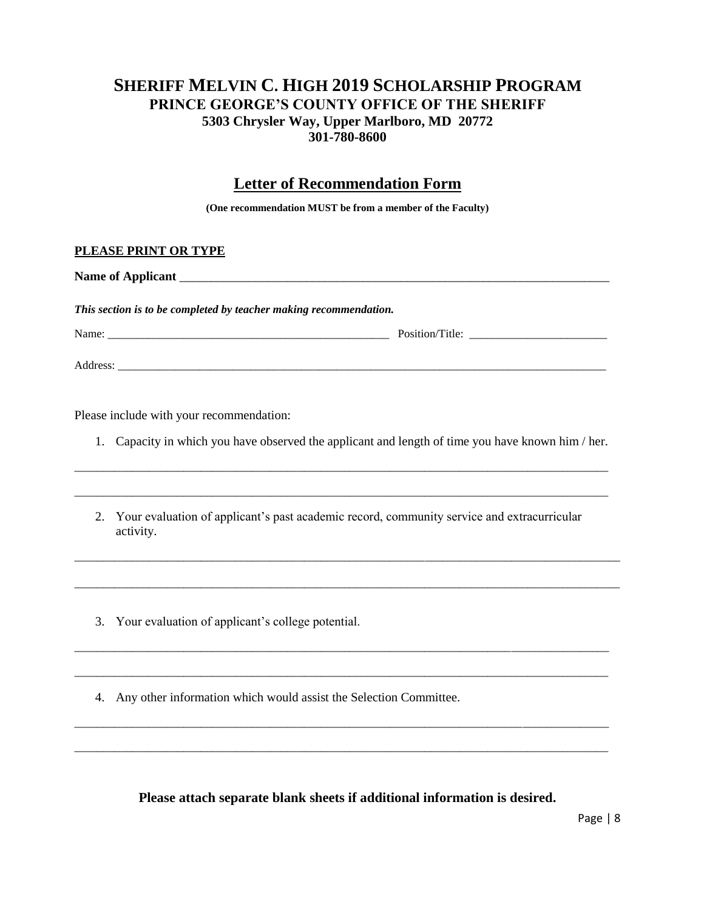# SHERIFF MELVIN C. HIGH 2019 SCHOLARSHIP PROGRAM

**PRINCE GEORGE'S COUNTY OFFICE OF THE SHERIFF**
**5303 Chrysler Way, Upper Marlboro, MD 20772**
**301-780-8600**

## Letter of Recommendation Form

**(One recommendation MUST be from a member of the Faculty)**

**PLEASE PRINT OR TYPE**

**Name of Applicant** ________________________________________________________________________

***This section is to be completed by teacher making recommendation.***

Name: ___________________________________________________ Position/Title: ________________________

Address: ____________________________________________________________________________________

Please include with your recommendation:

1. Capacity in which you have observed the applicant and length of time you have known him / her.

______________________________________________________________________________________

______________________________________________________________________________________

2. Your evaluation of applicant's past academic record, community service and extracurricular activity.

______________________________________________________________________________________

______________________________________________________________________________________

3. Your evaluation of applicant's college potential.

______________________________________________________________________________________

______________________________________________________________________________________

4. Any other information which would assist the Selection Committee.

______________________________________________________________________________________

______________________________________________________________________________________

**Please attach separate blank sheets if additional information is desired.**